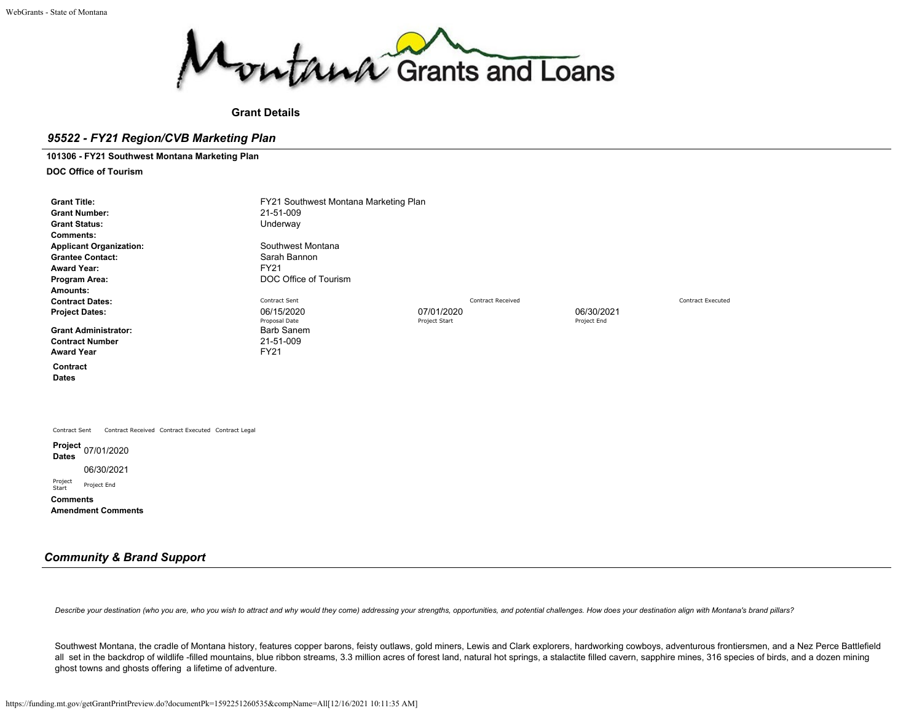Montana Grants and Loans

**Grant Details**

## *95522 - FY21 Region/CVB Marketing Plan*

**101306 - FY21 Southwest Montana Marketing Plan**

**DOC Office of Tourism**

| | | | |
|---|---|---|---|
| **Grant Title:** | FY21 Southwest Montana Marketing Plan | | |
| **Grant Number:** | 21-51-009 | | |
| **Grant Status:** | Underway | | |
| **Comments:** | | | |
| **Applicant Organization:** | Southwest Montana | | |
| **Grantee Contact:** | Sarah Bannon | | |
| **Award Year:** | FY21 | | |
| **Program Area:** | DOC Office of Tourism | | |
| **Amounts:** | | | |
| **Contract Dates:** | Contract Sent | Contract Received | Contract Executed |
| **Project Dates:** | 06/15/2020<br>Proposal Date | 07/01/2020<br>Project Start | 06/30/2021<br>Project End |
| **Grant Administrator:** | Barb Sanem | | |
| **Contract Number** | 21-51-009 | | |
| **Award Year** | FY21 | | |

**Contract Dates**

| Contract Sent | Contract Received | Contract Executed | Contract Legal |
|---|---|---|---|
| | | | |

**Project Dates**

| 07/01/2020 | 06/30/2021 |
|---|---|
| Project Start | Project End |

**Comments**

**Amendment Comments**

## *Community & Brand Support*

*Describe your destination (who you are, who you wish to attract and why would they come) addressing your strengths, opportunities, and potential challenges. How does your destination align with Montana's brand pillars?*

Southwest Montana, the cradle of Montana history, features copper barons, feisty outlaws, gold miners, Lewis and Clark explorers, hardworking cowboys, adventurous frontiersmen, and a Nez Perce Battlefield all set in the backdrop of wildlife -filled mountains, blue ribbon streams, 3.3 million acres of forest land, natural hot springs, a stalactite filled cavern, sapphire mines, 316 species of birds, and a dozen mining ghost towns and ghosts offering a lifetime of adventure.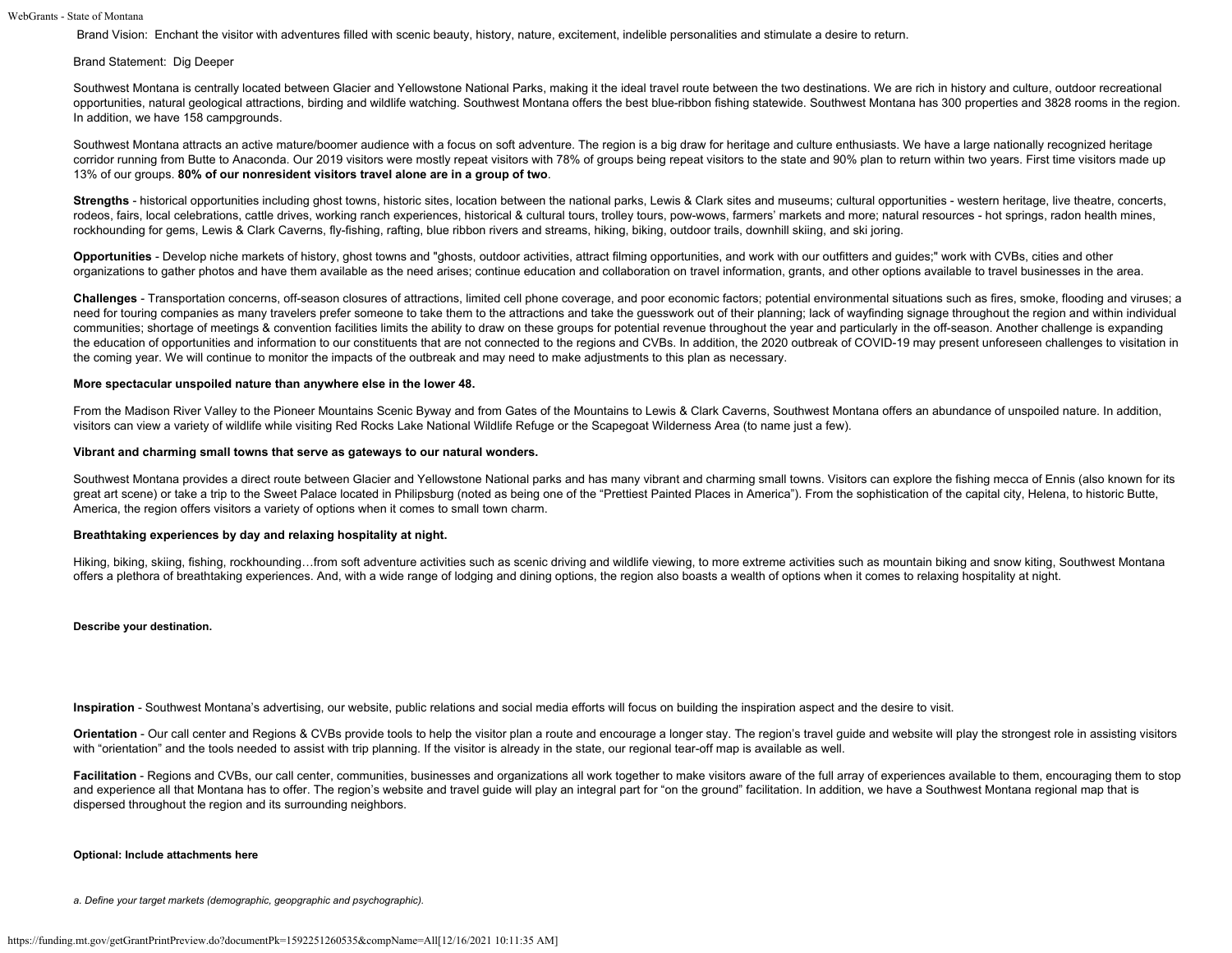Brand Vision: Enchant the visitor with adventures filled with scenic beauty, history, nature, excitement, indelible personalities and stimulate a desire to return.

Brand Statement: Dig Deeper

Southwest Montana is centrally located between Glacier and Yellowstone National Parks, making it the ideal travel route between the two destinations. We are rich in history and culture, outdoor recreational opportunities, natural geological attractions, birding and wildlife watching. Southwest Montana offers the best blue-ribbon fishing statewide. Southwest Montana has 300 properties and 3828 rooms in the region. In addition, we have 158 campgrounds.

Southwest Montana attracts an active mature/boomer audience with a focus on soft adventure. The region is a big draw for heritage and culture enthusiasts. We have a large nationally recognized heritage corridor running from Butte to Anaconda. Our 2019 visitors were mostly repeat visitors with 78% of groups being repeat visitors to the state and 90% plan to return within two years. First time visitors made up 13% of our groups. **80% of our nonresident visitors travel alone are in a group of two**.

**Strengths** - historical opportunities including ghost towns, historic sites, location between the national parks, Lewis & Clark sites and museums; cultural opportunities - western heritage, live theatre, concerts, rodeos, fairs, local celebrations, cattle drives, working ranch experiences, historical & cultural tours, trolley tours, pow-wows, farmers' markets and more; natural resources - hot springs, radon health mines, rockhounding for gems, Lewis & Clark Caverns, fly-fishing, rafting, blue ribbon rivers and streams, hiking, biking, outdoor trails, downhill skiing, and ski joring.

**Opportunities** - Develop niche markets of history, ghost towns and "ghosts, outdoor activities, attract filming opportunities, and work with our outfitters and guides;" work with CVBs, cities and other organizations to gather photos and have them available as the need arises; continue education and collaboration on travel information, grants, and other options available to travel businesses in the area.

**Challenges** - Transportation concerns, off-season closures of attractions, limited cell phone coverage, and poor economic factors; potential environmental situations such as fires, smoke, flooding and viruses; a need for touring companies as many travelers prefer someone to take them to the attractions and take the guesswork out of their planning; lack of wayfinding signage throughout the region and within individual communities; shortage of meetings & convention facilities limits the ability to draw on these groups for potential revenue throughout the year and particularly in the off-season. Another challenge is expanding the education of opportunities and information to our constituents that are not connected to the regions and CVBs. In addition, the 2020 outbreak of COVID-19 may present unforeseen challenges to visitation in the coming year. We will continue to monitor the impacts of the outbreak and may need to make adjustments to this plan as necessary.

**More spectacular unspoiled nature than anywhere else in the lower 48.**

From the Madison River Valley to the Pioneer Mountains Scenic Byway and from Gates of the Mountains to Lewis & Clark Caverns, Southwest Montana offers an abundance of unspoiled nature. In addition, visitors can view a variety of wildlife while visiting Red Rocks Lake National Wildlife Refuge or the Scapegoat Wilderness Area (to name just a few).

**Vibrant and charming small towns that serve as gateways to our natural wonders.**

Southwest Montana provides a direct route between Glacier and Yellowstone National parks and has many vibrant and charming small towns. Visitors can explore the fishing mecca of Ennis (also known for its great art scene) or take a trip to the Sweet Palace located in Philipsburg (noted as being one of the "Prettiest Painted Places in America"). From the sophistication of the capital city, Helena, to historic Butte, America, the region offers visitors a variety of options when it comes to small town charm.

**Breathtaking experiences by day and relaxing hospitality at night.**

Hiking, biking, skiing, fishing, rockhounding…from soft adventure activities such as scenic driving and wildlife viewing, to more extreme activities such as mountain biking and snow kiting, Southwest Montana offers a plethora of breathtaking experiences. And, with a wide range of lodging and dining options, the region also boasts a wealth of options when it comes to relaxing hospitality at night.

**Describe your destination.**

**Inspiration** - Southwest Montana's advertising, our website, public relations and social media efforts will focus on building the inspiration aspect and the desire to visit.

**Orientation** - Our call center and Regions & CVBs provide tools to help the visitor plan a route and encourage a longer stay. The region's travel guide and website will play the strongest role in assisting visitors with "orientation" and the tools needed to assist with trip planning. If the visitor is already in the state, our regional tear-off map is available as well.

**Facilitation** - Regions and CVBs, our call center, communities, businesses and organizations all work together to make visitors aware of the full array of experiences available to them, encouraging them to stop and experience all that Montana has to offer. The region's website and travel guide will play an integral part for "on the ground" facilitation. In addition, we have a Southwest Montana regional map that is dispersed throughout the region and its surrounding neighbors.

**Optional: Include attachments here**

*a. Define your target markets (demographic, geopgraphic and psychographic).*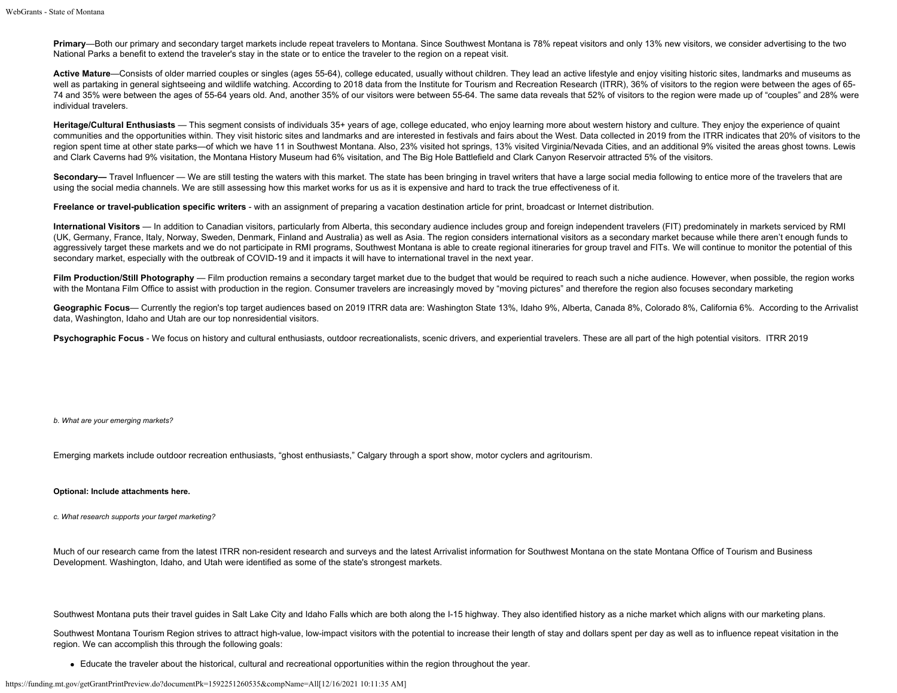**Primary**—Both our primary and secondary target markets include repeat travelers to Montana. Since Southwest Montana is 78% repeat visitors and only 13% new visitors, we consider advertising to the two National Parks a benefit to extend the traveler's stay in the state or to entice the traveler to the region on a repeat visit.

**Active Mature**—Consists of older married couples or singles (ages 55-64), college educated, usually without children. They lead an active lifestyle and enjoy visiting historic sites, landmarks and museums as well as partaking in general sightseeing and wildlife watching. According to 2018 data from the Institute for Tourism and Recreation Research (ITRR), 36% of visitors to the region were between the ages of 65-74 and 35% were between the ages of 55-64 years old. And, another 35% of our visitors were between 55-64. The same data reveals that 52% of visitors to the region were made up of "couples" and 28% were individual travelers.

**Heritage/Cultural Enthusiasts** — This segment consists of individuals 35+ years of age, college educated, who enjoy learning more about western history and culture. They enjoy the experience of quaint communities and the opportunities within. They visit historic sites and landmarks and are interested in festivals and fairs about the West. Data collected in 2019 from the ITRR indicates that 20% of visitors to the region spent time at other state parks—of which we have 11 in Southwest Montana. Also, 23% visited hot springs, 13% visited Virginia/Nevada Cities, and an additional 9% visited the areas ghost towns. Lewis and Clark Caverns had 9% visitation, the Montana History Museum had 6% visitation, and The Big Hole Battlefield and Clark Canyon Reservoir attracted 5% of the visitors.

**Secondary—** Travel Influencer — We are still testing the waters with this market. The state has been bringing in travel writers that have a large social media following to entice more of the travelers that are using the social media channels. We are still assessing how this market works for us as it is expensive and hard to track the true effectiveness of it.

**Freelance or travel-publication specific writers** - with an assignment of preparing a vacation destination article for print, broadcast or Internet distribution.

**International Visitors** — In addition to Canadian visitors, particularly from Alberta, this secondary audience includes group and foreign independent travelers (FIT) predominately in markets serviced by RMI (UK, Germany, France, Italy, Norway, Sweden, Denmark, Finland and Australia) as well as Asia. The region considers international visitors as a secondary market because while there aren't enough funds to aggressively target these markets and we do not participate in RMI programs, Southwest Montana is able to create regional itineraries for group travel and FITs. We will continue to monitor the potential of this secondary market, especially with the outbreak of COVID-19 and it impacts it will have to international travel in the next year.

**Film Production/Still Photography** — Film production remains a secondary target market due to the budget that would be required to reach such a niche audience. However, when possible, the region works with the Montana Film Office to assist with production in the region. Consumer travelers are increasingly moved by "moving pictures" and therefore the region also focuses secondary marketing

**Geographic Focus**— Currently the region's top target audiences based on 2019 ITRR data are: Washington State 13%, Idaho 9%, Alberta, Canada 8%, Colorado 8%, California 6%. According to the Arrivalist data, Washington, Idaho and Utah are our top nonresidential visitors.

**Psychographic Focus** - We focus on history and cultural enthusiasts, outdoor recreationalists, scenic drivers, and experiential travelers. These are all part of the high potential visitors. ITRR 2019

*b. What are your emerging markets?*

Emerging markets include outdoor recreation enthusiasts, "ghost enthusiasts," Calgary through a sport show, motor cyclers and agritourism.

**Optional: Include attachments here.**

*c. What research supports your target marketing?*

Much of our research came from the latest ITRR non-resident research and surveys and the latest Arrivalist information for Southwest Montana on the state Montana Office of Tourism and Business Development. Washington, Idaho, and Utah were identified as some of the state's strongest markets.

Southwest Montana puts their travel guides in Salt Lake City and Idaho Falls which are both along the I-15 highway. They also identified history as a niche market which aligns with our marketing plans.

Southwest Montana Tourism Region strives to attract high-value, low-impact visitors with the potential to increase their length of stay and dollars spent per day as well as to influence repeat visitation in the region. We can accomplish this through the following goals:

- Educate the traveler about the historical, cultural and recreational opportunities within the region throughout the year.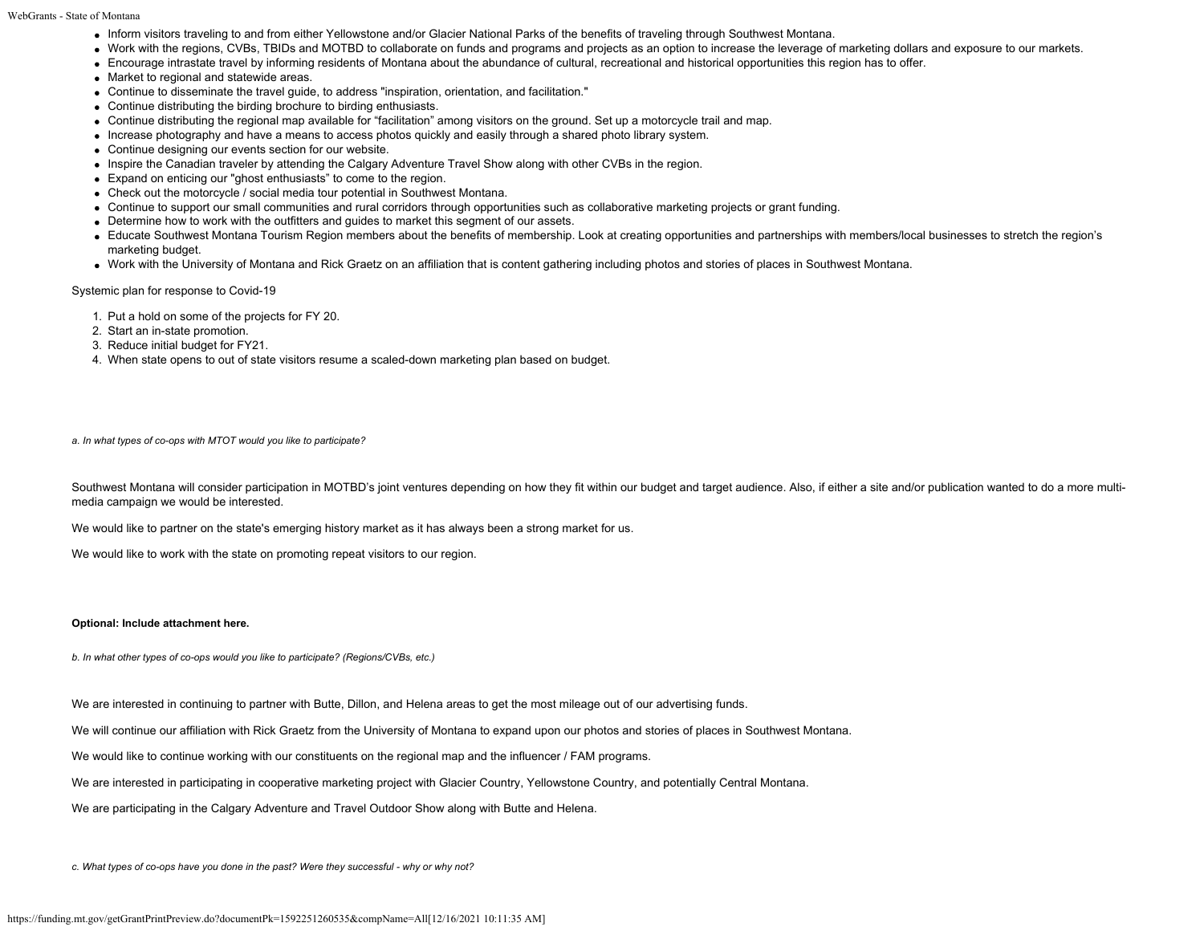- Inform visitors traveling to and from either Yellowstone and/or Glacier National Parks of the benefits of traveling through Southwest Montana.
- Work with the regions, CVBs, TBIDs and MOTBD to collaborate on funds and programs and projects as an option to increase the leverage of marketing dollars and exposure to our markets.
- Encourage intrastate travel by informing residents of Montana about the abundance of cultural, recreational and historical opportunities this region has to offer.
- Market to regional and statewide areas.
- Continue to disseminate the travel guide, to address "inspiration, orientation, and facilitation."
- Continue distributing the birding brochure to birding enthusiasts.
- Continue distributing the regional map available for "facilitation" among visitors on the ground. Set up a motorcycle trail and map.
- Increase photography and have a means to access photos quickly and easily through a shared photo library system.
- Continue designing our events section for our website.
- Inspire the Canadian traveler by attending the Calgary Adventure Travel Show along with other CVBs in the region.
- Expand on enticing our "ghost enthusiasts" to come to the region.
- Check out the motorcycle / social media tour potential in Southwest Montana.
- Continue to support our small communities and rural corridors through opportunities such as collaborative marketing projects or grant funding.
- Determine how to work with the outfitters and guides to market this segment of our assets.
- Educate Southwest Montana Tourism Region members about the benefits of membership. Look at creating opportunities and partnerships with members/local businesses to stretch the region's marketing budget.
- Work with the University of Montana and Rick Graetz on an affiliation that is content gathering including photos and stories of places in Southwest Montana.

Systemic plan for response to Covid-19

1. Put a hold on some of the projects for FY 20.
2. Start an in-state promotion.
3. Reduce initial budget for FY21.
4. When state opens to out of state visitors resume a scaled-down marketing plan based on budget.

*a. In what types of co-ops with MTOT would you like to participate?*

Southwest Montana will consider participation in MOTBD's joint ventures depending on how they fit within our budget and target audience. Also, if either a site and/or publication wanted to do a more multi-media campaign we would be interested.

We would like to partner on the state's emerging history market as it has always been a strong market for us.

We would like to work with the state on promoting repeat visitors to our region.

**Optional: Include attachment here.**

*b. In what other types of co-ops would you like to participate? (Regions/CVBs, etc.)*

We are interested in continuing to partner with Butte, Dillon, and Helena areas to get the most mileage out of our advertising funds.

We will continue our affiliation with Rick Graetz from the University of Montana to expand upon our photos and stories of places in Southwest Montana.

We would like to continue working with our constituents on the regional map and the influencer / FAM programs.

We are interested in participating in cooperative marketing project with Glacier Country, Yellowstone Country, and potentially Central Montana.

We are participating in the Calgary Adventure and Travel Outdoor Show along with Butte and Helena.

*c. What types of co-ops have you done in the past? Were they successful - why or why not?*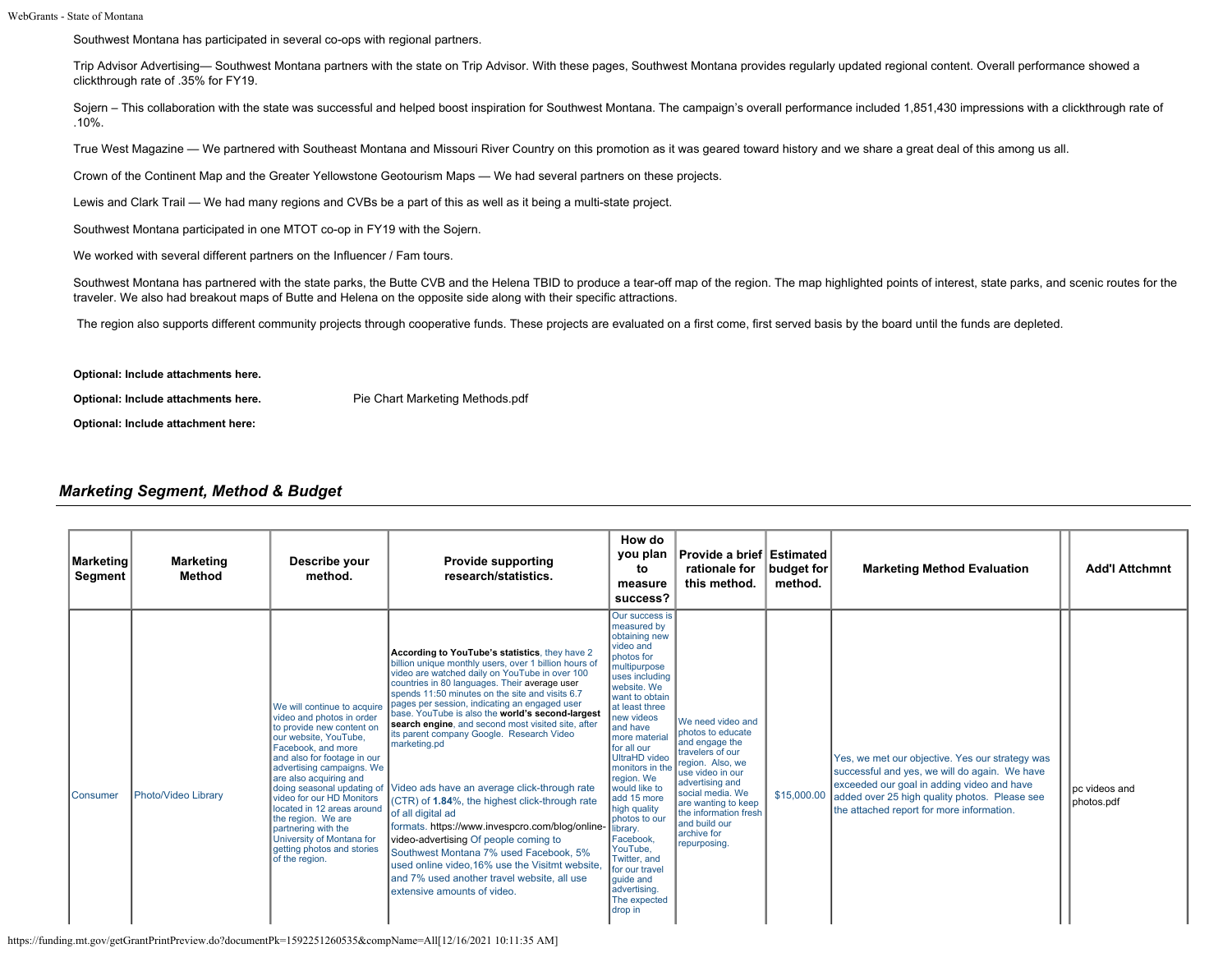Southwest Montana has participated in several co-ops with regional partners.

Trip Advisor Advertising— Southwest Montana partners with the state on Trip Advisor. With these pages, Southwest Montana provides regularly updated regional content. Overall performance showed a clickthrough rate of .35% for FY19.

Sojern – This collaboration with the state was successful and helped boost inspiration for Southwest Montana. The campaign's overall performance included 1,851,430 impressions with a clickthrough rate of .10%.

True West Magazine — We partnered with Southeast Montana and Missouri River Country on this promotion as it was geared toward history and we share a great deal of this among us all.

Crown of the Continent Map and the Greater Yellowstone Geotourism Maps — We had several partners on these projects.

Lewis and Clark Trail — We had many regions and CVBs be a part of this as well as it being a multi-state project.

Southwest Montana participated in one MTOT co-op in FY19 with the Sojern.

We worked with several different partners on the Influencer / Fam tours.

Southwest Montana has partnered with the state parks, the Butte CVB and the Helena TBID to produce a tear-off map of the region. The map highlighted points of interest, state parks, and scenic routes for the traveler. We also had breakout maps of Butte and Helena on the opposite side along with their specific attractions.

The region also supports different community projects through cooperative funds. These projects are evaluated on a first come, first served basis by the board until the funds are depleted.

**Optional: Include attachments here.**

**Optional: Include attachments here.** Pie Chart Marketing Methods.pdf

**Optional: Include attachment here:**

## *Marketing Segment, Method & Budget*

| Marketing Segment | Marketing Method | Describe your method. | Provide supporting research/statistics. | How do you plan to measure success? | Provide a brief rationale for this method. | Estimated budget for method. | Marketing Method Evaluation | | Add'l Attchmnt |
|---|---|---|---|---|---|---|---|---|---|
| Consumer | Photo/Video Library | We will continue to acquire video and photos in order to provide new content on our website, YouTube, Facebook, and more and also for footage in our advertising campaigns. We are also acquiring and doing seasonal updating of video for our HD Monitors located in 12 areas around the region. We are partnering with the University of Montana for getting photos and stories of the region. | **According to YouTube's statistics**, they have 2 billion unique monthly users, over 1 billion hours of video are watched daily on YouTube in over 100 countries in 80 languages. Their average user spends 11:50 minutes on the site and visits 6.7 pages per session, indicating an engaged user base. YouTube is also the **world's second-largest search engine**, and second most visited site, after its parent company Google. Research Video marketing.pd<br><br>Video ads have an average click-through rate (CTR) of **1.84**%, the highest click-through rate of all digital ad formats. https://www.invespcro.com/blog/online-video-advertising Of people coming to Southwest Montana 7% used Facebook, 5% used online video,16% use the Visitmt website, and 7% used another travel website, all use extensive amounts of video. | Our success is measured by obtaining new video and photos for multipurpose uses including website. We want to obtain at least three new videos and have more material for all our UltraHD video monitors in the region. We would like to add 15 more high quality photos to our library. Facebook, YouTube, Twitter, and for our travel guide and advertising. The expected drop in | We need video and photos to educate and engage the travelers of our region. Also, we use video in our advertising and social media. We are wanting to keep the information fresh and build our archive for repurposing. | $15,000.00 | Yes, we met our objective. Yes our strategy was successful and yes, we will do again. We have exceeded our goal in adding video and have added over 25 high quality photos. Please see the attached report for more information. | | pc videos and photos.pdf |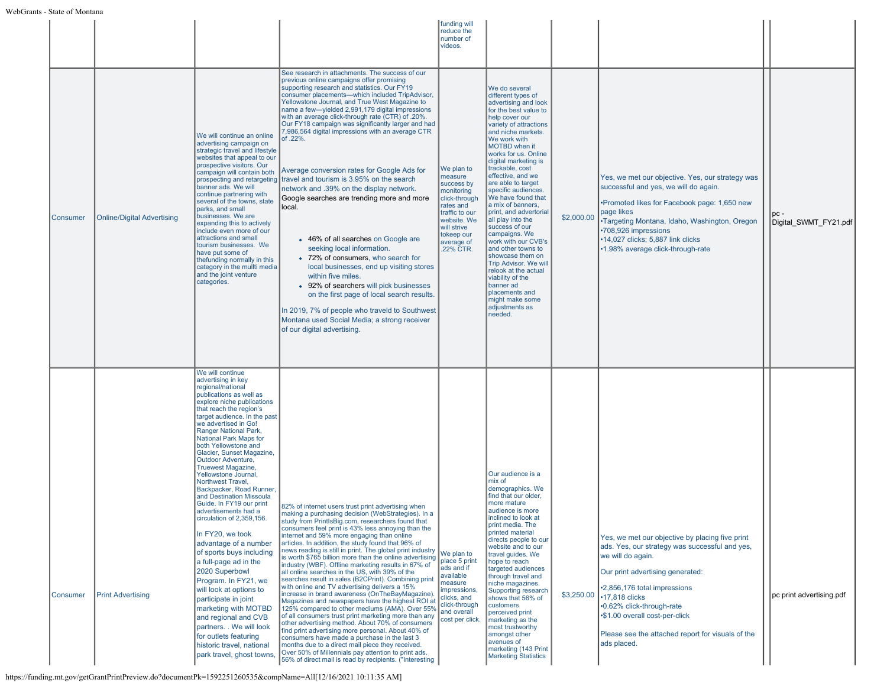| | | | | | | | | | |
|---|---|---|---|---|---|---|---|---|---|
| | | | | funding will reduce the number of videos. | | | | | |
| Consumer | Online/Digital Advertising | We will continue an online advertising campaign on strategic travel and lifestyle websites that appeal to our prospective visitors. Our campaign will contain both prospecting and retargeting banner ads. We will continue partnering with several of the towns, state parks, and small businesses. We are expanding this to actively include even more of our attractions and small tourism businesses. We have put some of thefunding normally in this category in the mullti media and the joint venture categories. | See research in attachments. The success of our previous online campaigns offer promising supporting research and statistics. Our FY19 consumer placements—which included TripAdvisor, Yellowstone Journal, and True West Magazine to name a few—yielded 2,991,179 digital impressions with an average click-through rate (CTR) of .20%. Our FY18 campaign was significantly larger and had 7,986,564 digital impressions with an average CTR of .22%.<br><br>Average conversion rates for Google Ads for travel and tourism is 3.95% on the search network and .39% on the display network. Google searches are trending more and more local.<br><br>• 46% of all searches on Google are seeking local information.<br>• 72% of consumers, who search for local businesses, end up visiting stores within five miles.<br>• 92% of searchers will pick businesses on the first page of local search results.<br><br>In 2019, 7% of people who traveld to Southwest Montana used Social Media; a strong receiver of our digital advertising. | We plan to measure success by monitoring click-through rates and traffic to our website. We will strive tokeep our average of .22% CTR. | We do several different types of advertising and look for the best value to help cover our variety of attractions and niche markets. We work with MOTBD when it works for us. Online digital marketing is trackable, cost effective, and we are able to target specific audiences. We have found that a mix of banners, print, and advertorial all play into the success of our campaigns. We work with our CVB's and other towns to showcase them on Trip Advisor. We will relook at the actual viability of the banner ad placements and might make some adjustments as needed. | $2,000.00 | Yes, we met our objective. Yes, our strategy was successful and yes, we will do again.<br><br>•Promoted likes for Facebook page: 1,650 new page likes<br>•Targeting Montana, Idaho, Washington, Oregon<br>•708,926 impressions<br>•14,027 clicks; 5,887 link clicks<br>•1.98% average click-through-rate | | pc - Digital_SWMT_FY21.pdf |
| Consumer | Print Advertising | We will continue advertising in key regional/national publications as well as explore niche publications that reach the region's target audience. In the past we advertised in Go! Ranger National Park, National Park Maps for both Yellowstone and Glacier, Sunset Magazine, Outdoor Adventure, Truewest Magazine, Yellowstone Journal, Northwest Travel, Backpacker, Road Runner, and Destination Missoula Guide. In FY19 our print advertisements had a circulation of 2,359,156.<br><br>In FY20, we took advantage of a number of sports buys including a full-page ad in the 2020 Superbowl Program. In FY21, we will look at options to participate in joint marketing with MOTBD and regional and CVB partners. . We will look for outlets featuring historic travel, national park travel, ghost towns, | 82% of internet users trust print advertising when making a purchasing decision (WebStrategies). In a study from PrintIsBig.com, researchers found that consumers feel print is 43% less annoying than the internet and 59% more engaging than online articles. In addition, the study found that 96% of news reading is still in print. The global print industry is worth $765 billion more than the online advertising industry (WBF). Offline marketing results in 67% of all online searches in the US, with 39% of the searches result in sales (B2CPrint). Combining print with online and TV advertising delivers a 15% increase in brand awareness (OnTheBayMagazine). Magazines and newspapers have the highest ROI at 125% compared to other mediums (AMA). Over 55% of all consumers trust print marketing more than any other advertising method. About 70% of consumers find print advertising more personal. About 40% of consumers have made a purchase in the last 3 months due to a direct mail piece they received. Over 50% of Millennials pay attention to print ads. 56% of direct mail is read by recipients. ("Interesting | We plan to place 5 print ads and if available measure impressions, clicks, and click-through and overall cost per click. | Our audience is a mix of demographics. We find that our older, more mature audience is more inclined to look at print media. The printed material directs people to our website and to our travel guides. We hope to reach targeted audiences through travel and niche magazines. Supporting research shows that 56% of customers perceived print marketing as the most trustworthy amongst other avenues of marketing (143 Print Marketing Statistics | $3,250.00 | Yes, we met our objective by placing five print ads. Yes, our strategy was successful and yes, we will do again.<br><br>Our print advertising generated:<br><br>•2,856,176 total impressions<br>•17,818 clicks<br>•0.62% click-through-rate<br>•$1.00 overall cost-per-click<br><br>Please see the attached report for visuals of the ads placed. | | pc print advertising.pdf |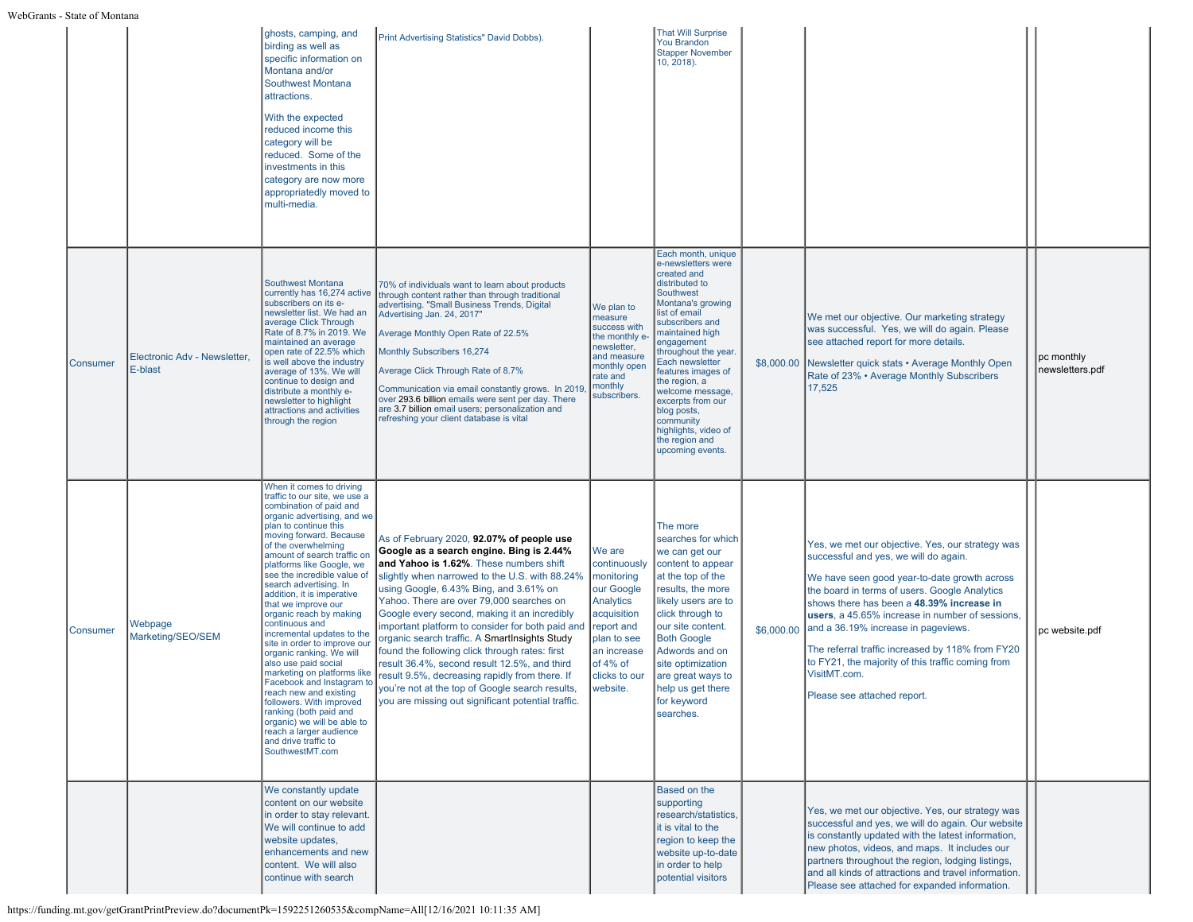| | | | | | | | | | |
|---|---|---|---|---|---|---|---|---|---|
| | | ghosts, camping, and birding as well as specific information on Montana and/or Southwest Montana attractions.<br><br>With the expected reduced income this category will be reduced. Some of the investments in this category are now more appropriatedly moved to multi-media. | Print Advertising Statistics" David Dobbs). | | That Will Surprise You Brandon Stapper November 10, 2018). | | | | |
| Consumer | Electronic Adv - Newsletter, E-blast | Southwest Montana currently has 16,274 active subscribers on its e-newsletter list. We had an average Click Through Rate of 8.7% in 2019. We maintained an average open rate of 22.5% which is well above the industry average of 13%. We will continue to design and distribute a monthly e-newsletter to highlight attractions and activities through the region | 70% of individuals want to learn about products through content rather than through traditional advertising. "Small Business Trends, Digital Advertising Jan. 24, 2017"<br><br>Average Monthly Open Rate of 22.5%<br><br>Monthly Subscribers 16,274<br><br>Average Click Through Rate of 8.7%<br><br>Communication via email constantly grows. In 2019, over 293.6 billion emails were sent per day. There are 3.7 billion email users; personalization and refreshing your client database is vital | We plan to measure success with the monthly e-newsletter, and measure monthly open rate and monthly subscribers. | Each month, unique e-newsletters were created and distributed to Southwest Montana's growing list of email subscribers and maintained high engagement throughout the year. Each newsletter features images of the region, a welcome message, excerpts from our blog posts, community highlights, video of the region and upcoming events. | $8,000.00 | We met our objective. Our marketing strategy was successful. Yes, we will do again. Please see attached report for more details.<br><br>Newsletter quick stats • Average Monthly Open Rate of 23% • Average Monthly Subscribers 17,525 | | pc monthly newsletters.pdf |
| Consumer | Webpage Marketing/SEO/SEM | When it comes to driving traffic to our site, we use a combination of paid and organic advertising, and we plan to continue this moving forward. Because of the overwhelming amount of search traffic on platforms like Google, we see the incredible value of search advertising. In addition, it is imperative that we improve our organic reach by making continuous and incremental updates to the site in order to improve our organic ranking. We will also use paid social marketing on platforms like Facebook and Instagram to reach new and existing followers. With improved ranking (both paid and organic) we will be able to reach a larger audience and drive traffic to SouthwestMT.com | As of February 2020, **92.07% of people use Google as a search engine. Bing is 2.44% and Yahoo is 1.62%**. These numbers shift slightly when narrowed to the U.S. with 88.24% using Google, 6.43% Bing, and 3.61% on Yahoo. There are over 79,000 searches on Google every second, making it an incredibly important platform to consider for both paid and organic search traffic. A SmartInsights Study found the following click through rates: first result 36.4%, second result 12.5%, and third result 9.5%, decreasing rapidly from there. If you're not at the top of Google search results, you are missing out significant potential traffic. | We are continuously monitoring our Google Analytics acquisition report and plan to see an increase of 4% of clicks to our website. | The more searches for which we can get our content to appear at the top of the results, the more likely users are to click through to our site content. Both Google Adwords and on site optimization are great ways to help us get there for keyword searches. | $6,000.00 | Yes, we met our objective. Yes, our strategy was successful and yes, we will do again.<br><br>We have seen good year-to-date growth across the board in terms of users. Google Analytics shows there has been a **48.39% increase in users**, a 45.65% increase in number of sessions, and a 36.19% increase in pageviews.<br><br>The referral traffic increased by 118% from FY20 to FY21, the majority of this traffic coming from VisitMT.com.<br><br>Please see attached report. | | pc website.pdf |
| | | We constantly update content on our website in order to stay relevant. We will continue to add website updates, enhancements and new content. We will also continue with search | | | Based on the supporting research/statistics, it is vital to the region to keep the website up-to-date in order to help potential visitors | | Yes, we met our objective. Yes, our strategy was successful and yes, we will do again. Our website is constantly updated with the latest information, new photos, videos, and maps. It includes our partners throughout the region, lodging listings, and all kinds of attractions and travel information. Please see attached for expanded information. | | |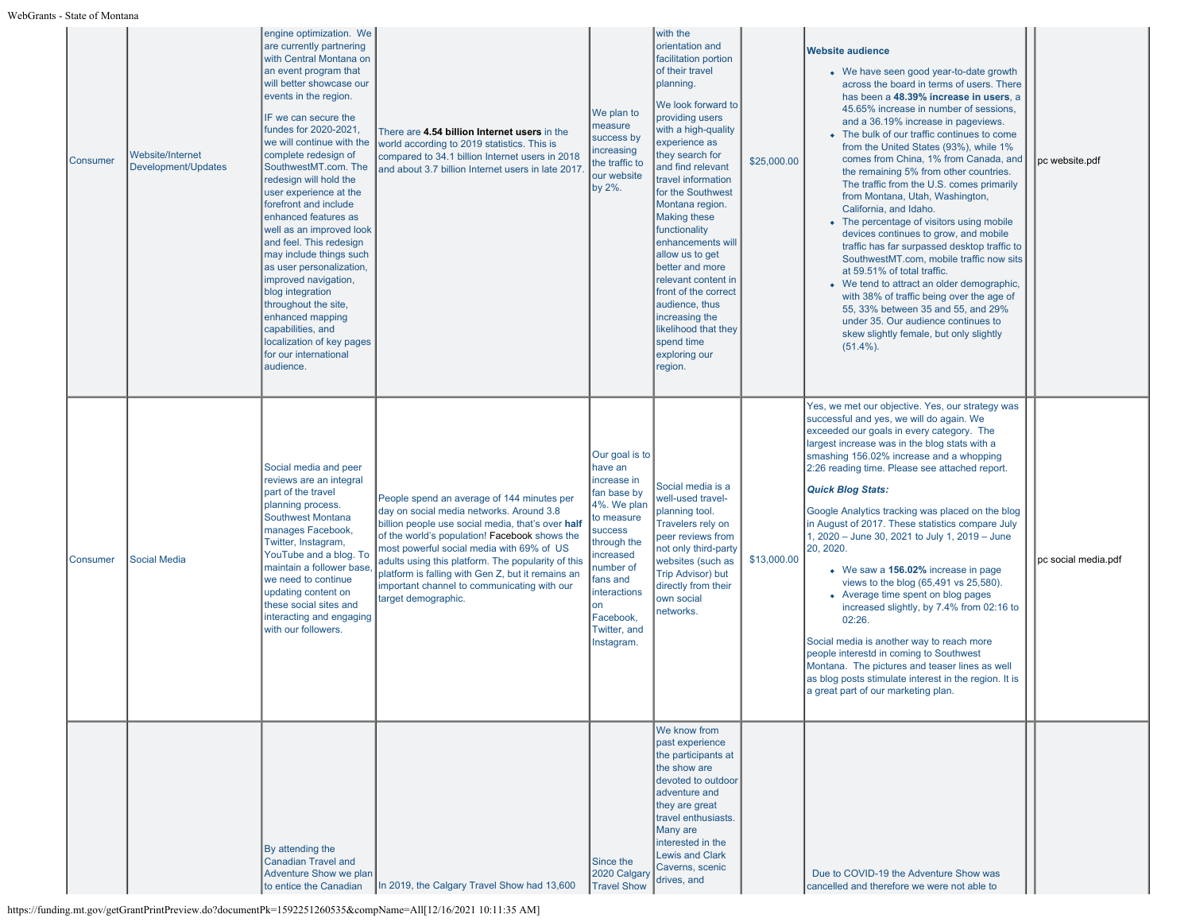| | | | | | | | | | |
|---|---|---|---|---|---|---|---|---|---|
| Consumer | Website/Internet Development/Updates | engine optimization. We are currently partnering with Central Montana on an event program that will better showcase our events in the region.<br><br>IF we can secure the fundes for 2020-2021, we will continue with the complete redesign of SouthwestMT.com. The redesign will hold the user experience at the forefront and include enhanced features as well as an improved look and feel. This redesign may include things such as user personalization, improved navigation, blog integration throughout the site, enhanced mapping capabilities, and localization of key pages for our international audience. | There are **4.54 billion Internet users** in the world according to 2019 statistics. This is compared to 34.1 billion Internet users in 2018 and about 3.7 billion Internet users in late 2017. | We plan to measure success by increasing the traffic to our website by 2%. | with the orientation and facilitation portion of their travel planning.<br><br>We look forward to providing users with a high-quality experience as they search for and find relevant travel information for the Southwest Montana region. Making these functionality enhancements will allow us to get better and more relevant content in front of the correct audience, thus increasing the likelihood that they spend time exploring our region. | $25,000.00 | **Website audience**<br><br>• We have seen good year-to-date growth across the board in terms of users. There has been a **48.39% increase in users**, a 45.65% increase in number of sessions, and a 36.19% increase in pageviews.<br>• The bulk of our traffic continues to come from the United States (93%), while 1% comes from China, 1% from Canada, and the remaining 5% from other countries. The traffic from the U.S. comes primarily from Montana, Utah, Washington, California, and Idaho.<br>• The percentage of visitors using mobile devices continues to grow, and mobile traffic has far surpassed desktop traffic to SouthwestMT.com, mobile traffic now sits at 59.51% of total traffic.<br>• We tend to attract an older demographic, with 38% of traffic being over the age of 55, 33% between 35 and 55, and 29% under 35. Our audience continues to skew slightly female, but only slightly (51.4%). | | pc website.pdf |
| Consumer | Social Media | Social media and peer reviews are an integral part of the travel planning process. Southwest Montana manages Facebook, Twitter, Instagram, YouTube and a blog. To maintain a follower base, we need to continue updating content on these social sites and interacting and engaging with our followers. | People spend an average of 144 minutes per day on social media networks. Around 3.8 billion people use social media, that's over **half** of the world's population! Facebook shows the most powerful social media with 69% of US adults using this platform. The popularity of this platform is falling with Gen Z, but it remains an important channel to communicating with our target demographic. | Our goal is to have an increase in fan base by 4%. We plan to measure success through the increased number of fans and interactions on Facebook, Twitter, and Instagram. | Social media is a well-used travel-planning tool. Travelers rely on peer reviews from not only third-party websites (such as Trip Advisor) but directly from their own social networks. | $13,000.00 | Yes, we met our objective. Yes, our strategy was successful and yes, we will do again. We exceeded our goals in every category. The largest increase was in the blog stats with a smashing 156.02% increase and a whopping 2:26 reading time. Please see attached report.<br><br>***Quick Blog Stats:***<br><br>Google Analytics tracking was placed on the blog in August of 2017. These statistics compare July 1, 2020 – June 30, 2021 to July 1, 2019 – June 20, 2020.<br><br>• We saw a **156.02%** increase in page views to the blog (65,491 vs 25,580).<br>• Average time spent on blog pages increased slightly, by 7.4% from 02:16 to 02:26.<br><br>Social media is another way to reach more people interestd in coming to Southwest Montana. The pictures and teaser lines as well as blog posts stimulate interest in the region. It is a great part of our marketing plan. | | pc social media.pdf |
| | | By attending the Canadian Travel and Adventure Show we plan to entice the Canadian | In 2019, the Calgary Travel Show had 13,600 | Since the 2020 Calgary Travel Show | We know from past experience the participants at the show are devoted to outdoor adventure and they are great travel enthusiasts. Many are interested in the Lewis and Clark Caverns, scenic drives, and | | Due to COVID-19 the Adventure Show was cancelled and therefore we were not able to | | |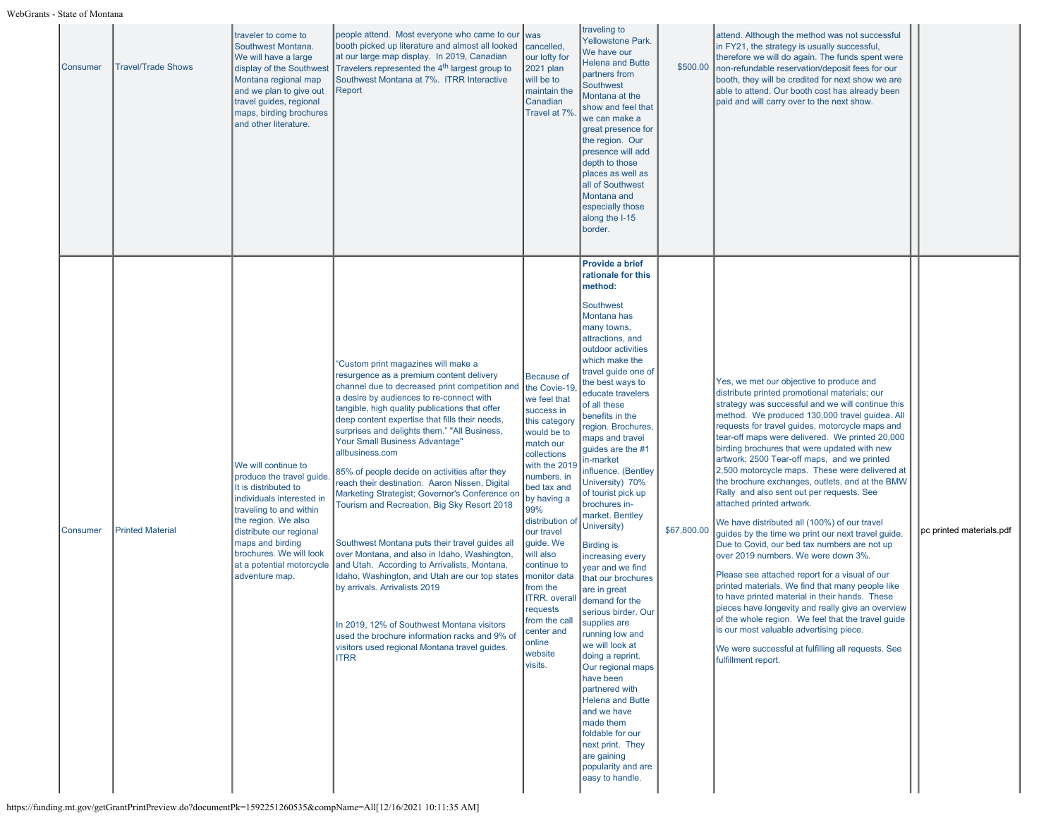| Consumer | Travel/Trade Shows | traveler to come to Southwest Montana. We will have a large display of the Southwest Montana regional map and we plan to give out travel guides, regional maps, birding brochures and other literature. | people attend. Most everyone who came to our booth picked up literature and almost all looked at our large map display. In 2019, Canadian Travelers represented the 4th largest group to Southwest Montana at 7%. ITRR Interactive Report | was cancelled, our lofty for 2021 plan will be to maintain the Canadian Travel at 7%. | traveling to Yellowstone Park. We have our Helena and Butte partners from Southwest Montana at the show and feel that we can make a great presence for the region. Our presence will add depth to those places as well as all of Southwest Montana and especially those along the I-15 border. | $500.00 | attend. Although the method was not successful in FY21, the strategy is usually successful, therefore we will do again. The funds spent were non-refundable reservation/deposit fees for our booth, they will be credited for next show we are able to attend. Our booth cost has already been paid and will carry over to the next show. | | |
|---|---|---|---|---|---|---|---|---|---|
| Consumer | Printed Material | We will continue to produce the travel guide. It is distributed to individuals interested in traveling to and within the region. We also distribute our regional maps and birding brochures. We will look at a potential motorcycle adventure map. | "Custom print magazines will make a resurgence as a premium content delivery channel due to decreased print competition and a desire by audiences to re-connect with tangible, high quality publications that offer deep content expertise that fills their needs, surprises and delights them." "All Business, Your Small Business Advantage" allbusiness.com<br><br>85% of people decide on activities after they reach their destination. Aaron Nissen, Digital Marketing Strategist; Governor's Conference on Tourism and Recreation, Big Sky Resort 2018<br><br>Southwest Montana puts their travel guides all over Montana, and also in Idaho, Washington, and Utah. According to Arrivalists, Montana, Idaho, Washington, and Utah are our top states by arrivals. Arrivalists 2019<br><br>In 2019, 12% of Southwest Montana visitors used the brochure information racks and 9% of visitors used regional Montana travel guides. ITRR | Because of the Covie-19, we feel that success in this category would be to match our collections with the 2019 numbers. in bed tax and by having a 99% distribution of our travel guide. We will also continue to monitor data from the ITRR, overall requests from the call center and online website visits. | **Provide a brief rationale for this method:**<br><br>Southwest Montana has many towns, attractions, and outdoor activities which make the travel guide one of the best ways to educate travelers of all these benefits in the region. Brochures, maps and travel guides are the #1 in-market influence. (Bentley University) 70% of tourist pick up brochures in-market. Bentley University)<br><br>Birding is increasing every year and we find that our brochures are in great demand for the serious birder. Our supplies are running low and we will look at doing a reprint. Our regional maps have been partnered with Helena and Butte and we have made them foldable for our next print. They are gaining popularity and are easy to handle. | $67,800.00 | Yes, we met our objective to produce and distribute printed promotional materials; our strategy was successful and we will continue this method. We produced 130,000 travel guidea. All requests for travel guides, motorcycle maps and tear-off maps were delivered. We printed 20,000 birding brochures that were updated with new artwork; 2500 Tear-off maps, and we printed 2,500 motorcycle maps. These were delivered at the brochure exchanges, outlets, and at the BMW Rally and also sent out per requests. See attached printed artwork.<br><br>We have distributed all (100%) of our travel guides by the time we print our next travel guide. Due to Covid, our bed tax numbers are not up over 2019 numbers. We were down 3%.<br><br>Please see attached report for a visual of our printed materials. We find that many people like to have printed material in their hands. These pieces have longevity and really give an overview of the whole region. We feel that the travel guide is our most valuable advertising piece.<br><br>We were successful at fulfilling all requests. See fulfillment report. | | pc printed materials.pdf |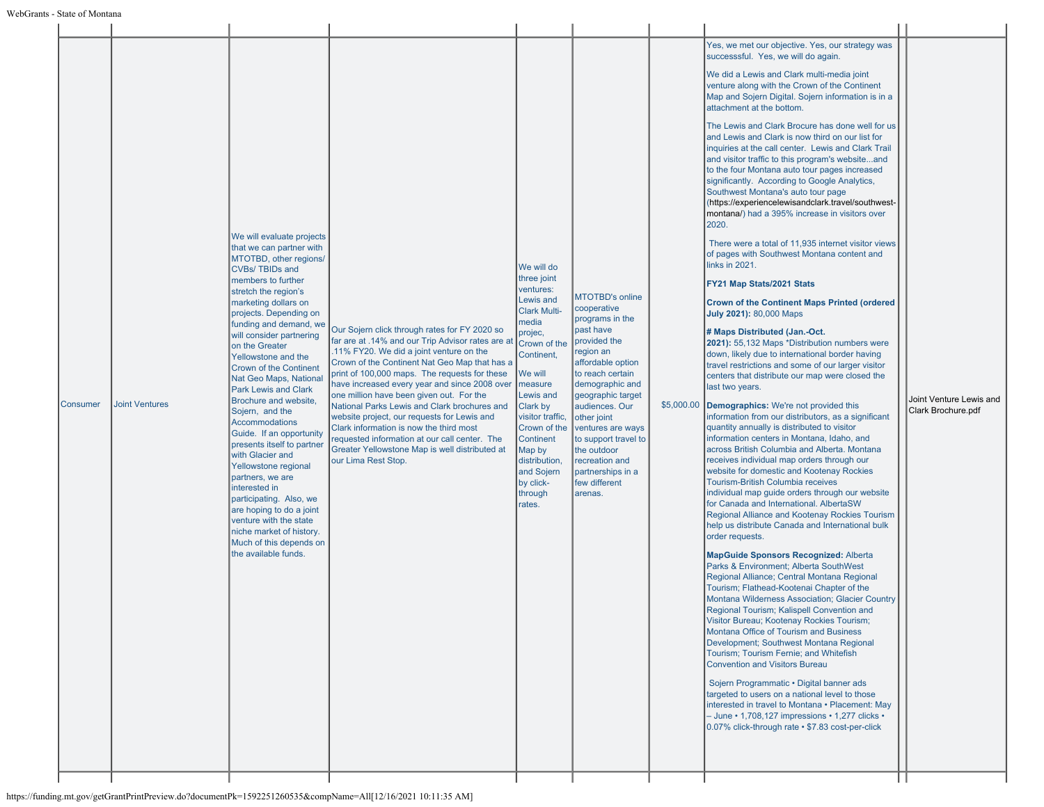| | | | | | | | | | |
|---|---|---|---|---|---|---|---|---|---|
| Consumer | Joint Ventures | We will evaluate projects that we can partner with MTOTBD, other regions/ CVBs/ TBIDs and members to further stretch the region's marketing dollars on projects. Depending on funding and demand, we will consider partnering on the Greater Yellowstone and the Crown of the Continent Nat Geo Maps, National Park Lewis and Clark Brochure and website, Sojern, and the Accommodations Guide. If an opportunity presents itself to partner with Glacier and Yellowstone regional partners, we are interested in participating. Also, we are hoping to do a joint venture with the state niche market of history. Much of this depends on the available funds. | Our Sojern click through rates for FY 2020 so far are at .14% and our Trip Advisor rates are at .11% FY20. We did a joint venture on the Crown of the Continent Nat Geo Map that has a print of 100,000 maps. The requests for these have increased every year and since 2008 over one million have been given out. For the National Parks Lewis and Clark brochures and website project, our requests for Lewis and Clark information is now the third most requested information at our call center. The Greater Yellowstone Map is well distributed at our Lima Rest Stop. | We will do three joint ventures: Lewis and Clark Multi-media projec, Crown of the Continent,<br><br>We will measure Lewis and Clark by visitor traffic, Crown of the Continent Map by distribution, and Sojern by click-through rates. | MTOTBD's online cooperative programs in the past have provided the region an affordable option to reach certain demographic and geographic target audiences. Our other joint ventures are ways to support travel to the outdoor recreation and partnerships in a few different arenas. | $5,000.00 | Yes, we met our objective. Yes, our strategy was successsful. Yes, we will do again.<br><br>We did a Lewis and Clark multi-media joint venture along with the Crown of the Continent Map and Sojern Digital. Sojern information is in a attachment at the bottom.<br><br>The Lewis and Clark Brocure has done well for us and Lewis and Clark is now third on our list for inquiries at the call center. Lewis and Clark Trail and visitor traffic to this program's website...and to the four Montana auto tour pages increased significantly. According to Google Analytics, Southwest Montana's auto tour page (https://experiencelewisandclark.travel/southwest-montana/) had a 395% increase in visitors over 2020.<br><br>There were a total of 11,935 internet visitor views of pages with Southwest Montana content and links in 2021.<br><br>**FY21 Map Stats/2021 Stats**<br><br>**Crown of the Continent Maps Printed (ordered July 2021):** 80,000 Maps<br><br>**# Maps Distributed (Jan.-Oct. 2021):** 55,132 Maps *Distribution numbers were down, likely due to international border having travel restrictions and some of our larger visitor centers that distribute our map were closed the last two years.<br><br>**Demographics:** We're not provided this information from our distributors, as a significant quantity annually is distributed to visitor information centers in Montana, Idaho, and across British Columbia and Alberta. Montana receives individual map orders through our website for domestic and Kootenay Rockies Tourism-British Columbia receives individual map guide orders through our website for Canada and International. AlbertaSW Regional Alliance and Kootenay Rockies Tourism help us distribute Canada and International bulk order requests.<br><br>**MapGuide Sponsors Recognized:** Alberta Parks & Environment; Alberta SouthWest Regional Alliance; Central Montana Regional Tourism; Flathead-Kootenai Chapter of the Montana Wilderness Association; Glacier Country Regional Tourism; Kalispell Convention and Visitor Bureau; Kootenay Rockies Tourism; Montana Office of Tourism and Business Development; Southwest Montana Regional Tourism; Tourism Fernie; and Whitefish Convention and Visitors Bureau<br><br>Sojern Programmatic • Digital banner ads targeted to users on a national level to those interested in travel to Montana • Placement: May – June • 1,708,127 impressions • 1,277 clicks • 0.07% click-through rate • $7.83 cost-per-click | | Joint Venture Lewis and Clark Brochure.pdf |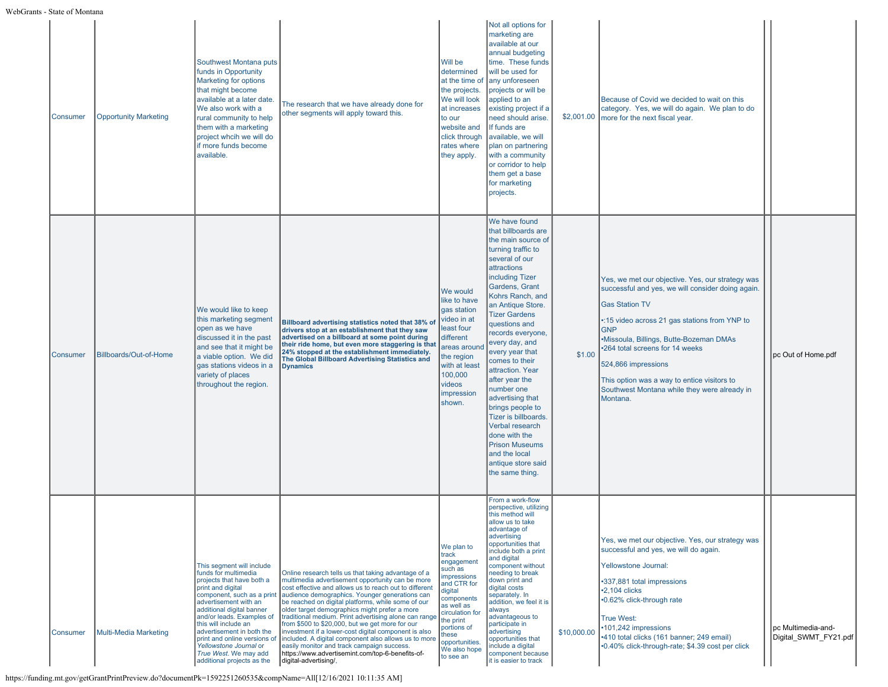| | | | | | | | | | |
|---|---|---|---|---|---|---|---|---|---|
| Consumer | Opportunity Marketing | Southwest Montana puts funds in Opportunity Marketing for options that might become available at a later date. We also work with a rural community to help them with a marketing project whcih we will do if more funds become available. | The research that we have already done for other segments will apply toward this. | Will be determined at the time of the projects. We will look at increases to our website and click through rates where they apply. | Not all options for marketing are available at our annual budgeting time. These funds will be used for any unforeseen projects or will be applied to an existing project if a need should arise. If funds are available, we will plan on partnering with a community or corridor to help them get a base for marketing projects. | $2,001.00 | Because of Covid we decided to wait on this category. Yes, we will do again. We plan to do more for the next fiscal year. | | |
| Consumer | Billboards/Out-of-Home | We would like to keep this marketing segment open as we have discussed it in the past and see that it might be a viable option. We did gas stations videos in a variety of places throughout the region. | **Billboard advertising statistics noted that 38% of drivers stop at an establishment that they saw advertised on a billboard at some point during their ride home, but even more staggering is that 24% stopped at the establishment immediately. The Global Billboard Advertising Statistics and Dynamics** | We would like to have gas station video in at least four different areas around the region with at least 100,000 videos impression shown. | We have found that billboards are the main source of turning traffic to several of our attractions including Tizer Gardens, Grant Kohrs Ranch, and an Antique Store. Tizer Gardens questions and records everyone, every day, and every year that comes to their attraction. Year after year the number one advertising that brings people to Tizer is billboards. Verbal research done with the Prison Museums and the local antique store said the same thing. | $1.00 | Yes, we met our objective. Yes, our strategy was successful and yes, we will consider doing again.<br><br>Gas Station TV<br><br>•:15 video across 21 gas stations from YNP to GNP<br>•Missoula, Billings, Butte-Bozeman DMAs<br>•264 total screens for 14 weeks<br><br>524,866 impressions<br><br>This option was a way to entice visitors to Southwest Montana while they were already in Montana. | | pc Out of Home.pdf |
| Consumer | Multi-Media Marketing | This segment will include funds for multimedia projects that have both a print and digital component, such as a print advertisement with an additional digital banner and/or leads. Examples of this will include an advertisement in both the print and online versions of *Yellowstone Journal* or *True West*. We may add additional projects as the | Online research tells us that taking advantage of a multimedia advertisement opportunity can be more cost effective and allows us to reach out to different audience demographics. Younger generations can be reached on digital platforms, while some of our older target demographics might prefer a more traditional medium. Print advertising alone can range from $500 to $20,000, but we get more for our investment if a lower-cost digital component is also included. A digital component also allows us to more easily monitor and track campaign success. https://www.advertisemint.com/top-6-benefits-of-digital-advertising/, | We plan to track engagement such as impressions and CTR for digital components as well as circulation for the print portions of these opportunities. We also hope to see an | From a work-flow perspective, utilizing this method will allow us to take advantage of advertising opportunities that include both a print and digital component without needing to break down print and digital costs separately. In addition, we feel it is always advantageous to participate in advertising opportunities that include a digital component because it is easier to track | $10,000.00 | Yes, we met our objective. Yes, our strategy was successful and yes, we will do again.<br><br>Yellowstone Journal:<br><br>•337,881 total impressions<br>•2,104 clicks<br>•0.62% click-through rate<br><br>True West:<br>•101,242 impressions<br>•410 total clicks (161 banner; 249 email)<br>•0.40% click-through-rate; $4.39 cost per click | | pc Multimedia-and-Digital_SWMT_FY21.pdf |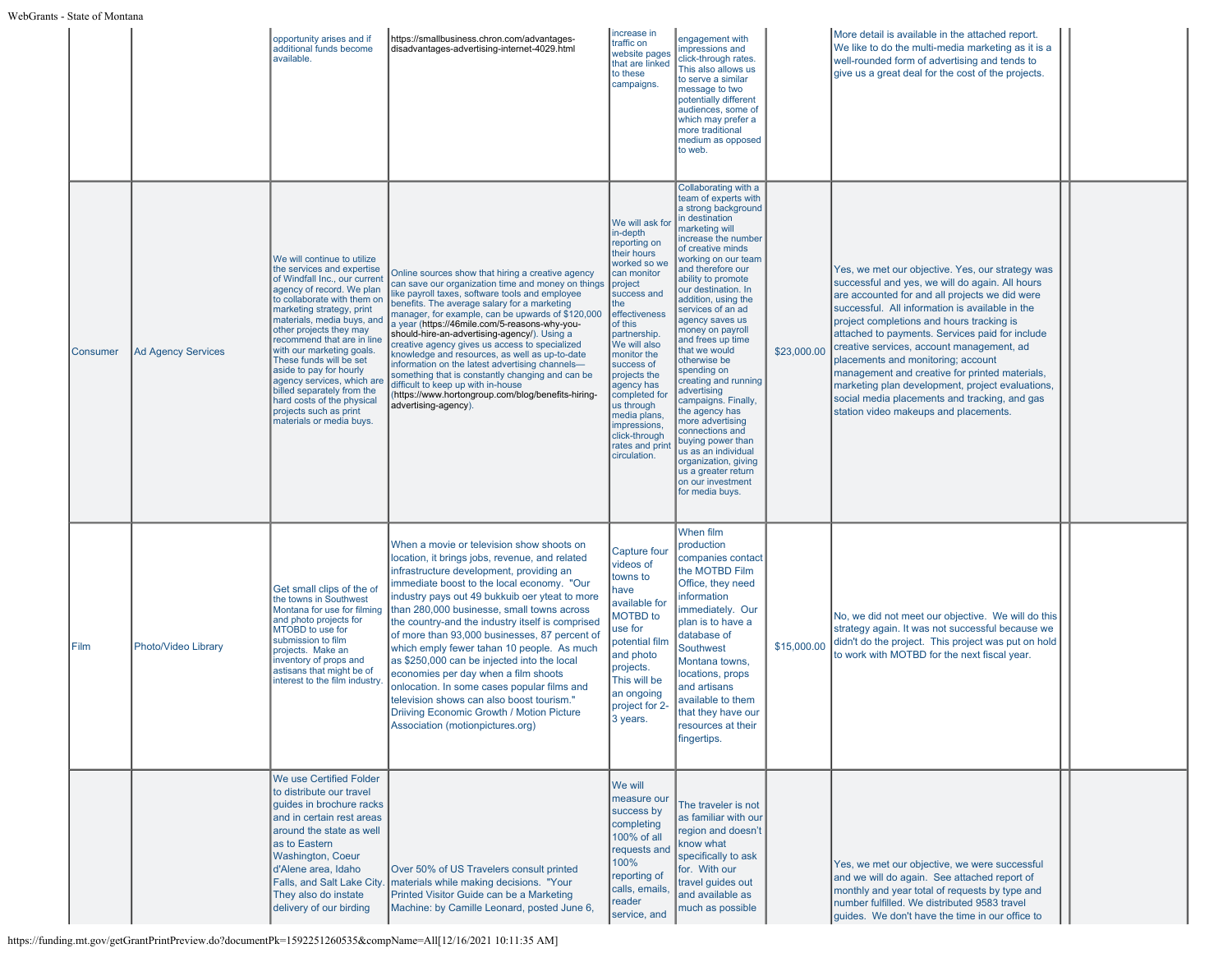| | | | | | | | | | |
|---|---|---|---|---|---|---|---|---|---|
| | | opportunity arises and if additional funds become available. | https://smallbusiness.chron.com/advantages-disadvantages-advertising-internet-4029.html | increase in traffic on website pages that are linked to these campaigns. | engagement with impressions and click-through rates. This also allows us to serve a similar message to two potentially different audiences, some of which may prefer a more traditional medium as opposed to web. | | More detail is available in the attached report. We like to do the multi-media marketing as it is a well-rounded form of advertising and tends to give us a great deal for the cost of the projects. | | |
| Consumer | Ad Agency Services | We will continue to utilize the services and expertise of Windfall Inc., our current agency of record. We plan to collaborate with them on marketing strategy, print materials, media buys, and other projects they may recommend that are in line with our marketing goals. These funds will be set aside to pay for hourly agency services, which are billed separately from the hard costs of the physical projects such as print materials or media buys. | Online sources show that hiring a creative agency can save our organization time and money on things like payroll taxes, software tools and employee benefits. The average salary for a marketing manager, for example, can be upwards of $120,000 a year (https://46mile.com/5-reasons-why-you-should-hire-an-advertising-agency/). Using a creative agency gives us access to specialized knowledge and resources, as well as up-to-date information on the latest advertising channels—something that is constantly changing and can be difficult to keep up with in-house (https://www.hortongroup.com/blog/benefits-hiring-advertising-agency). | We will ask for in-depth reporting on their hours worked so we can monitor project success and the effectiveness of this partnership. We will also monitor the success of projects the agency has completed for us through media plans, impressions, click-through rates and print circulation. | Collaborating with a team of experts with a strong background in destination marketing will increase the number of creative minds working on our team and therefore our ability to promote our destination. In addition, using the services of an ad agency saves us money on payroll and frees up time that we would otherwise be spending on creating and running advertising campaigns. Finally, the agency has more advertising connections and buying power than us as an individual organization, giving us a greater return on our investment for media buys. | $23,000.00 | Yes, we met our objective. Yes, our strategy was successful and yes, we will do again. All hours are accounted for and all projects we did were successful. All information is available in the project completions and hours tracking is attached to payments. Services paid for include creative services, account management, ad placements and monitoring; account management and creative for printed materials, marketing plan development, project evaluations, social media placements and tracking, and gas station video makeups and placements. | | |
| Film | Photo/Video Library | Get small clips of the of the towns in Southwest Montana for use for filming and photo projects for MTOBD to use for submission to film projects. Make an inventory of props and astisans that might be of interest to the film industry. | When a movie or television show shoots on location, it brings jobs, revenue, and related infrastructure development, providing an immediate boost to the local economy. "Our industry pays out 49 bukkuib oer yteat to more than 280,000 businesse, small towns across the country-and the industry itself is comprised of more than 93,000 businesses, 87 percent of which emply fewer tahan 10 people. As much as $250,000 can be injected into the local economies per day when a film shoots onlocation. In some cases popular films and television shows can also boost tourism." Driiving Economic Growth / Motion Picture Association (motionpictures.org) | Capture four videos of towns to have available for MOTBD to use for potential film and photo projects. This will be an ongoing project for 2-3 years. | When film production companies contact the MOTBD Film Office, they need information immediately. Our plan is to have a database of Southwest Montana towns, locations, props and artisans available to them that they have our resources at their fingertips. | $15,000.00 | No, we did not meet our objective. We will do this strategy again. It was not successful because we didn't do the project. This project was put on hold to work with MOTBD for the next fiscal year. | | |
| | | We use Certified Folder to distribute our travel guides in brochure racks and in certain rest areas around the state as well as to Eastern Washington, Coeur d'Alene area, Idaho Falls, and Salt Lake City. They also do instate delivery of our birding | Over 50% of US Travelers consult printed materials while making decisions. "Your Printed Visitor Guide can be a Marketing Machine: by Camille Leonard, posted June 6, | We will measure our success by completing 100% of all requests and 100% reporting of calls, emails, reader service, and | The traveler is not as familiar with our region and doesn't know what specifically to ask for. With our travel guides out and available as much as possible | | Yes, we met our objective, we were successful and we will do again. See attached report of monthly and year total of requests by type and number fulfilled. We distributed 9583 travel guides. We don't have the time in our office to | | |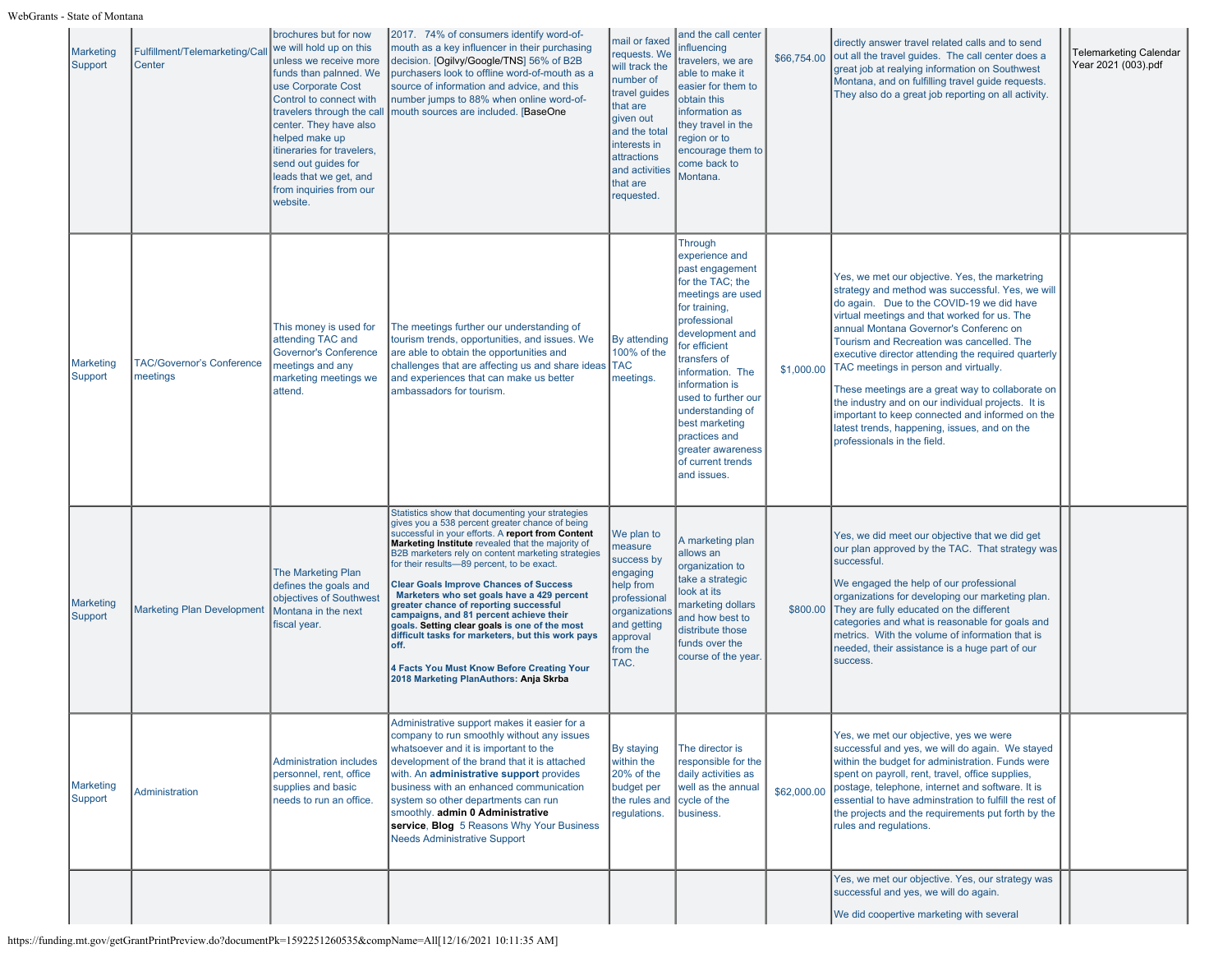| | | | | | | | | | |
|---|---|---|---|---|---|---|---|---|---|
| Marketing Support | Fulfillment/Telemarketing/Call Center | brochures but for now we will hold up on this unless we receive more funds than palnned. We use Corporate Cost Control to connect with travelers through the call center. They have also helped make up itineraries for travelers, send out guides for leads that we get, and from inquiries from our website. | 2017. 74% of consumers identify word-of-mouth as a key influencer in their purchasing decision. [Ogilvy/Google/TNS] 56% of B2B purchasers look to offline word-of-mouth as a source of information and advice, and this number jumps to 88% when online word-of-mouth sources are included. [BaseOne | mail or faxed requests. We will track the number of travel guides that are given out and the total interests in attractions and activities that are requested. | and the call center influencing travelers, we are able to make it easier for them to obtain this information as they travel in the region or to encourage them to come back to Montana. | $66,754.00 | directly answer travel related calls and to send out all the travel guides. The call center does a great job at realying information on Southwest Montana, and on fulfilling travel guide requests. They also do a great job reporting on all activity. | | Telemarketing Calendar Year 2021 (003).pdf |
| Marketing Support | TAC/Governor's Conference meetings | This money is used for attending TAC and Governor's Conference meetings and any marketing meetings we attend. | The meetings further our understanding of tourism trends, opportunities, and issues. We are able to obtain the opportunities and challenges that are affecting us and share ideas and experiences that can make us better ambassadors for tourism. | By attending 100% of the TAC meetings. | Through experience and past engagement for the TAC; the meetings are used for training, professional development and for efficient transfers of information. The information is used to further our understanding of best marketing practices and greater awareness of current trends and issues. | $1,000.00 | Yes, we met our objective. Yes, the marketring strategy and method was successful. Yes, we will do again. Due to the COVID-19 we did have virtual meetings and that worked for us. The annual Montana Governor's Conferenc on Tourism and Recreation was cancelled. The executive director attending the required quarterly TAC meetings in person and virtually.<br><br>These meetings are a great way to collaborate on the industry and on our individual projects. It is important to keep connected and informed on the latest trends, happening, issues, and on the professionals in the field. | | |
| Marketing Support | Marketing Plan Development | The Marketing Plan defines the goals and objectives of Southwest Montana in the next fiscal year. | Statistics show that documenting your strategies gives you a 538 percent greater chance of being successful in your efforts. A **report from Content Marketing Institute** revealed that the majority of B2B marketers rely on content marketing strategies for their results—89 percent, to be exact.<br><br>**Clear Goals Improve Chances of Success Marketers who set goals have a 429 percent greater chance of reporting successful campaigns, and 81 percent achieve their goals. Setting clear goals is one of the most difficult tasks for marketers, but this work pays off.**<br><br>**4 Facts You Must Know Before Creating Your 2018 Marketing PlanAuthors: Anja Skrba** | We plan to measure success by engaging help from professional organizations and getting approval from the TAC. | A marketing plan allows an organization to take a strategic look at its marketing dollars and how best to distribute those funds over the course of the year. | $800.00 | Yes, we did meet our objective that we did get our plan approved by the TAC. That strategy was successful.<br><br>We engaged the help of our professional organizations for developing our marketing plan. They are fully educated on the different categories and what is reasonable for goals and metrics. With the volume of information that is needed, their assistance is a huge part of our success. | | |
| Marketing Support | Administration | Administration includes personnel, rent, office supplies and basic needs to run an office. | Administrative support makes it easier for a company to run smoothly without any issues whatsoever and it is important to the development of the brand that it is attached with. An **administrative support** provides business with an enhanced communication system so other departments can run smoothly. **admin 0 Administrative service**, **Blog** 5 Reasons Why Your Business Needs Administrative Support | By staying within the 20% of the budget per the rules and regulations. | The director is responsible for the daily activities as well as the annual cycle of the business. | $62,000.00 | Yes, we met our objective, yes we were successful and yes, we will do again. We stayed within the budget for administration. Funds were spent on payroll, rent, travel, office supplies, postage, telephone, internet and software. It is essential to have adminstration to fulfill the rest of the projects and the requirements put forth by the rules and regulations. | | |
| | | | | | | | Yes, we met our objective. Yes, our strategy was successful and yes, we will do again.<br><br>We did coopertive marketing with several | | |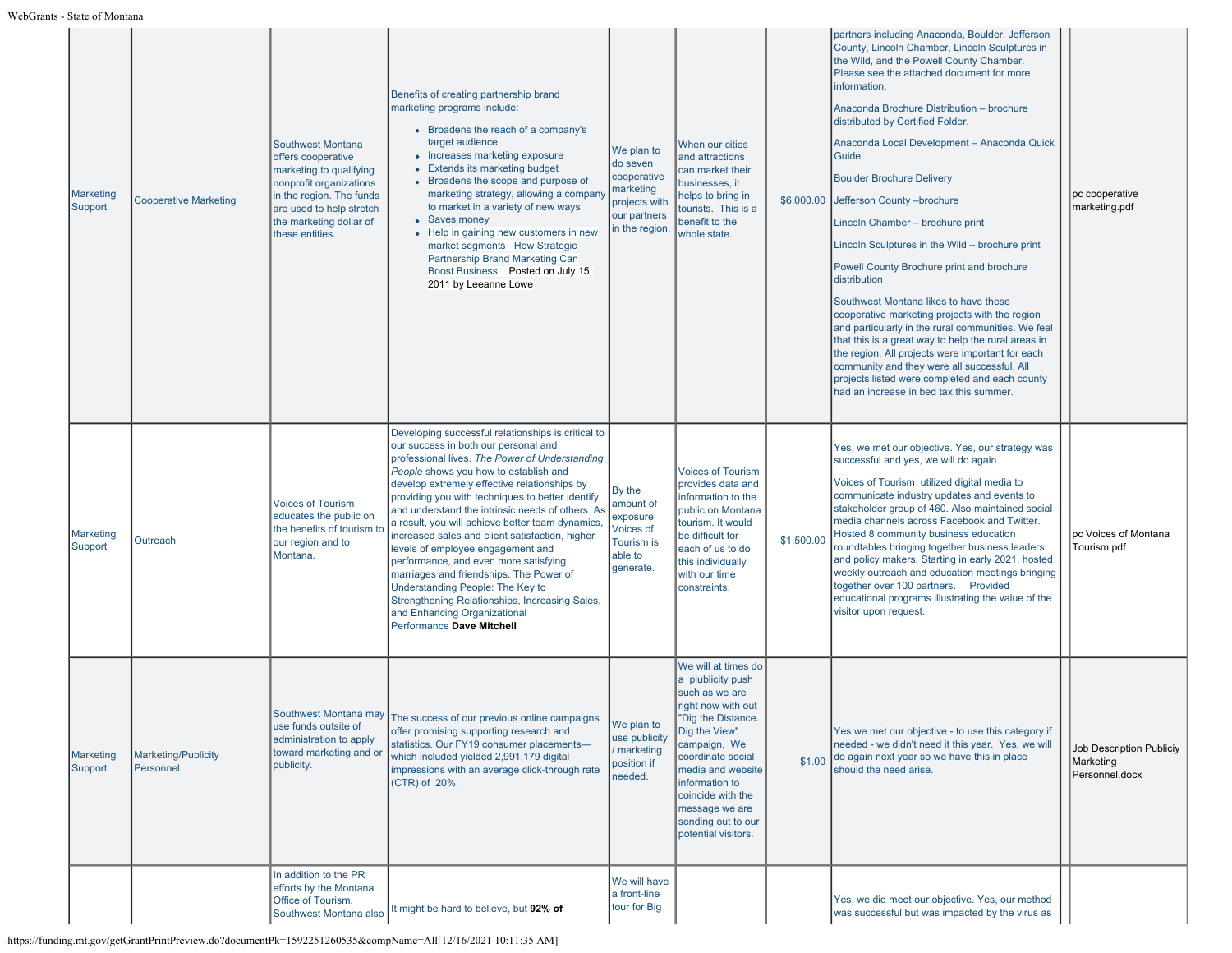| | | | | | | | | | |
|---|---|---|---|---|---|---|---|---|---|
| Marketing Support | Cooperative Marketing | Southwest Montana offers cooperative marketing to qualifying nonprofit organizations in the region. The funds are used to help stretch the marketing dollar of these entities. | Benefits of creating partnership brand marketing programs include:<br>• Broadens the reach of a company's target audience<br>• Increases marketing exposure<br>• Extends its marketing budget<br>• Broadens the scope and purpose of marketing strategy, allowing a company to market in a variety of new ways<br>• Saves money<br>• Help in gaining new customers in new market segments How Strategic Partnership Brand Marketing Can Boost Business Posted on July 15, 2011 by Leeanne Lowe | We plan to do seven cooperative marketing projects with our partners in the region. | When our cities and attractions can market their businesses, it helps to bring in tourists. This is a benefit to the whole state. | $6,000.00 | partners including Anaconda, Boulder, Jefferson County, Lincoln Chamber, Lincoln Sculptures in the Wild, and the Powell County Chamber. Please see the attached document for more information.<br>Anaconda Brochure Distribution – brochure distributed by Certified Folder.<br>Anaconda Local Development – Anaconda Quick Guide<br>Boulder Brochure Delivery<br>Jefferson County –brochure<br>Lincoln Chamber – brochure print<br>Lincoln Sculptures in the Wild – brochure print<br>Powell County Brochure print and brochure distribution<br>Southwest Montana likes to have these cooperative marketing projects with the region and particularly in the rural communities. We feel that this is a great way to help the rural areas in the region. All projects were important for each community and they were all successful. All projects listed were completed and each county had an increase in bed tax this summer. | | pc cooperative marketing.pdf |
| Marketing Support | Outreach | Voices of Tourism educates the public on the benefits of tourism to our region and to Montana. | Developing successful relationships is critical to our success in both our personal and professional lives. *The Power of Understanding People* shows you how to establish and develop extremely effective relationships by providing you with techniques to better identify and understand the intrinsic needs of others. As a result, you will achieve better team dynamics, increased sales and client satisfaction, higher levels of employee engagement and performance, and even more satisfying marriages and friendships. The Power of Understanding People: The Key to Strengthening Relationships, Increasing Sales, and Enhancing Organizational Performance **Dave Mitchell** | By the amount of exposure Voices of Tourism is able to generate. | Voices of Tourism provides data and information to the public on Montana tourism. It would be difficult for each of us to do this individually with our time constraints. | $1,500.00 | Yes, we met our objective. Yes, our strategy was successful and yes, we will do again.<br>Voices of Tourism utilized digital media to communicate industry updates and events to stakeholder group of 460. Also maintained social media channels across Facebook and Twitter. Hosted 8 community business education roundtables bringing together business leaders and policy makers. Starting in early 2021, hosted weekly outreach and education meetings bringing together over 100 partners. Provided educational programs illustrating the value of the visitor upon request. | | pc Voices of Montana Tourism.pdf |
| Marketing Support | Marketing/Publicity Personnel | Southwest Montana may use funds outside of administration to apply toward marketing and or publicity. | The success of our previous online campaigns offer promising supporting research and statistics. Our FY19 consumer placements—which included yielded 2,991,179 digital impressions with an average click-through rate (CTR) of .20%. | We plan to use publicity / marketing position if needed. | We will at times do a plublicity push such as we are right now with out "Dig the Distance. Dig the View" campaign. We coordinate social media and website information to coincide with the message we are sending out to our potential visitors. | $1.00 | Yes we met our objective - to use this category if needed - we didn't need it this year. Yes, we will do again next year so we have this in place should the need arise. | | Job Description Publiciy Marketing Personnel.docx |
| | | In addition to the PR efforts by the Montana Office of Tourism, Southwest Montana also | It might be hard to believe, but **92% of** | We will have a front-line tour for Big | | | Yes, we did meet our objective. Yes, our method was successful but was impacted by the virus as | | |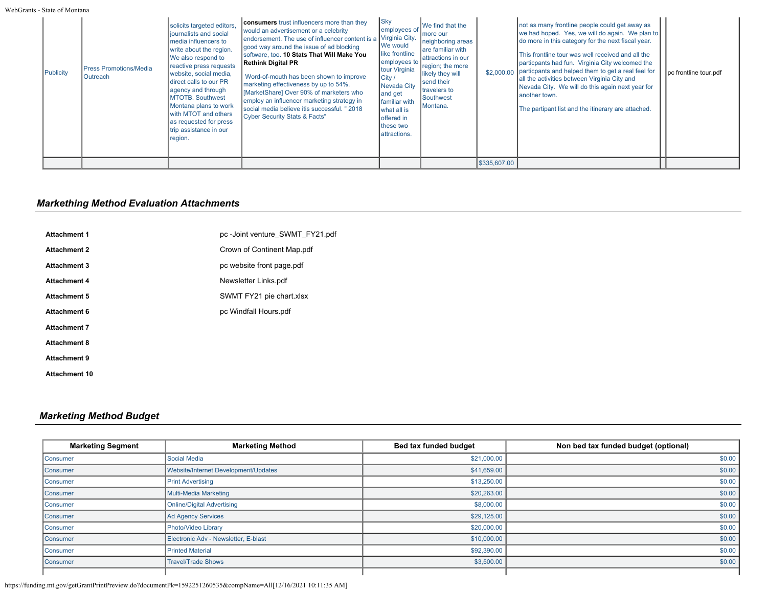| | | | | | | | | | |
|---|---|---|---|---|---|---|---|---|---|
| Publicity | Press Promotions/Media Outreach | solicits targeted editors, journalists and social media influencers to write about the region. We also respond to reactive press requests website, social media, direct calls to our PR agency and through MTOTB. Southwest Montana plans to work with MTOT and others as requested for press trip assistance in our region. | **consumers** trust influencers more than they would an advertisement or a celebrity endorsement. The use of influencer content is a good way around the issue of ad blocking software, too. **10 Stats That Will Make You Rethink Digital PR** Word-of-mouth has been shown to improve marketing effectiveness by up to 54%. [MarketShare] Over 90% of marketers who employ an influencer marketing strategy in social media believe itis successful. " 2018 Cyber Security Stats & Facts" | Sky employees of Virginia City. We would like frontline employees to tour Virginia City / Nevada City and get familiar with what all is offered in these two attractions. | We find that the more our neighboring areas are familiar with attractions in our region; the more likely they will send their travelers to Southwest Montana. | $2,000.00 | not as many frontline people could get away as we had hoped. Yes, we will do again. We plan to do more in this category for the next fiscal year. This frontline tour was well received and all the particpants had fun. Virginia City welcomed the particpants and helped them to get a real feel for all the activities between Virginia City and Nevada City. We will do this again next year for another town. The partipant list and the itinerary are attached. | | pc frontline tour.pdf |
| | | | | | | $335,607.00 | | | |

## Markething Method Evaluation Attachments

| | |
|---|---|
| **Attachment 1** | pc -Joint venture_SWMT_FY21.pdf |
| **Attachment 2** | Crown of Continent Map.pdf |
| **Attachment 3** | pc website front page.pdf |
| **Attachment 4** | Newsletter Links.pdf |
| **Attachment 5** | SWMT FY21 pie chart.xlsx |
| **Attachment 6** | pc Windfall Hours.pdf |
| **Attachment 7** | |
| **Attachment 8** | |
| **Attachment 9** | |
| **Attachment 10** | |

## Marketing Method Budget

| Marketing Segment | Marketing Method | Bed tax funded budget | Non bed tax funded budget (optional) |
|---|---|---|---|
| Consumer | Social Media | $21,000.00 | $0.00 |
| Consumer | Website/Internet Development/Updates | $41,659.00 | $0.00 |
| Consumer | Print Advertising | $13,250.00 | $0.00 |
| Consumer | Multi-Media Marketing | $20,263.00 | $0.00 |
| Consumer | Online/Digital Advertising | $8,000.00 | $0.00 |
| Consumer | Ad Agency Services | $29,125.00 | $0.00 |
| Consumer | Photo/Video Library | $20,000.00 | $0.00 |
| Consumer | Electronic Adv - Newsletter, E-blast | $10,000.00 | $0.00 |
| Consumer | Printed Material | $92,390.00 | $0.00 |
| Consumer | Travel/Trade Shows | $3,500.00 | $0.00 |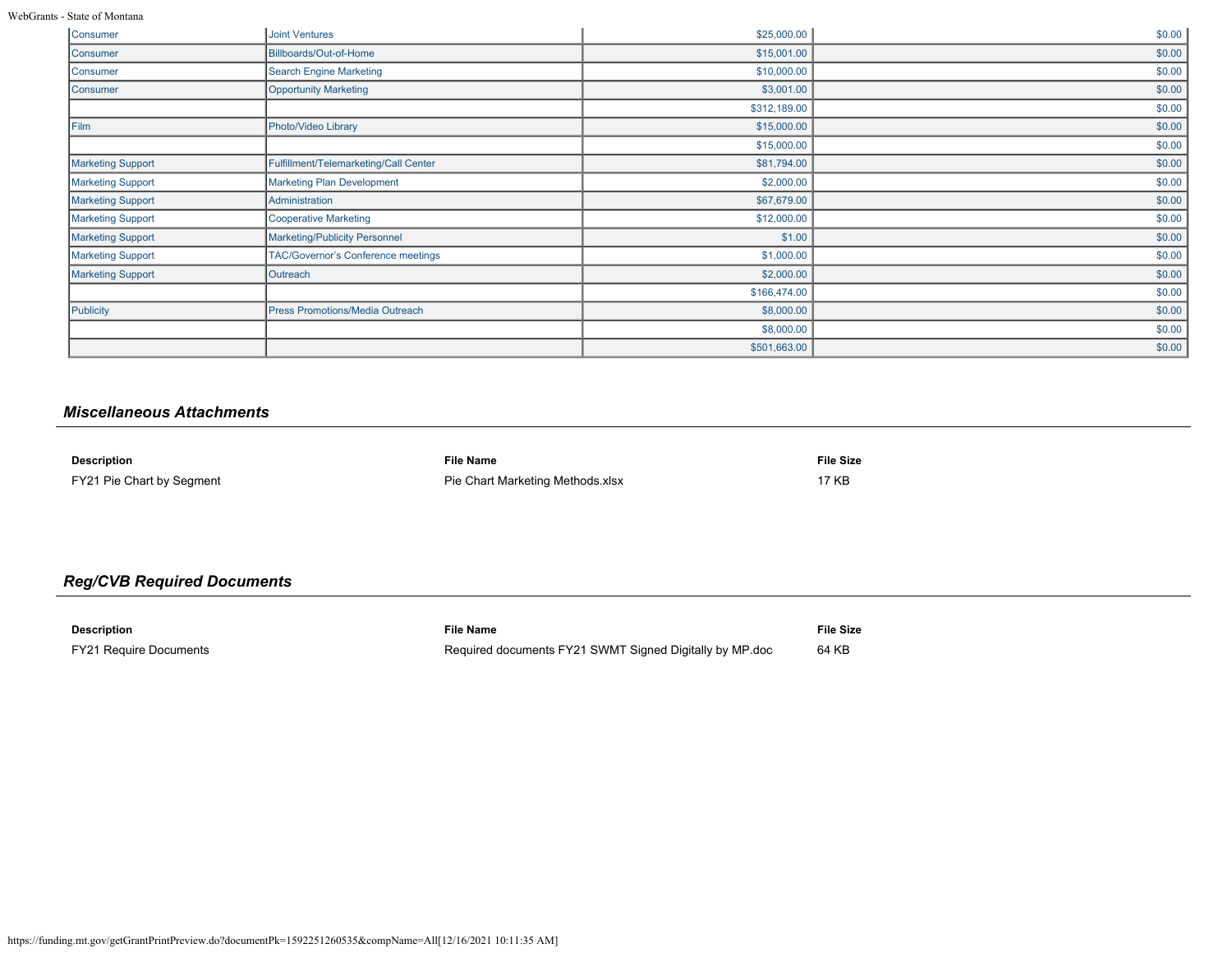| | | | |
|---|---|---|---|
| Consumer | Joint Ventures | $25,000.00 | $0.00 |
| Consumer | Billboards/Out-of-Home | $15,001.00 | $0.00 |
| Consumer | Search Engine Marketing | $10,000.00 | $0.00 |
| Consumer | Opportunity Marketing | $3,001.00 | $0.00 |
| | | $312,189.00 | $0.00 |
| Film | Photo/Video Library | $15,000.00 | $0.00 |
| | | $15,000.00 | $0.00 |
| Marketing Support | Fulfillment/Telemarketing/Call Center | $81,794.00 | $0.00 |
| Marketing Support | Marketing Plan Development | $2,000.00 | $0.00 |
| Marketing Support | Administration | $67,679.00 | $0.00 |
| Marketing Support | Cooperative Marketing | $12,000.00 | $0.00 |
| Marketing Support | Marketing/Publicity Personnel | $1.00 | $0.00 |
| Marketing Support | TAC/Governor's Conference meetings | $1,000.00 | $0.00 |
| Marketing Support | Outreach | $2,000.00 | $0.00 |
| | | $166,474.00 | $0.00 |
| Publicity | Press Promotions/Media Outreach | $8,000.00 | $0.00 |
| | | $8,000.00 | $0.00 |
| | | $501,663.00 | $0.00 |

### *Miscellaneous Attachments*

| Description | File Name | File Size |
|---|---|---|
| FY21 Pie Chart by Segment | Pie Chart Marketing Methods.xlsx | 17 KB |

### *Reg/CVB Required Documents*

| Description | File Name | File Size |
|---|---|---|
| FY21 Require Documents | Required documents FY21 SWMT Signed Digitally by MP.doc | 64 KB |